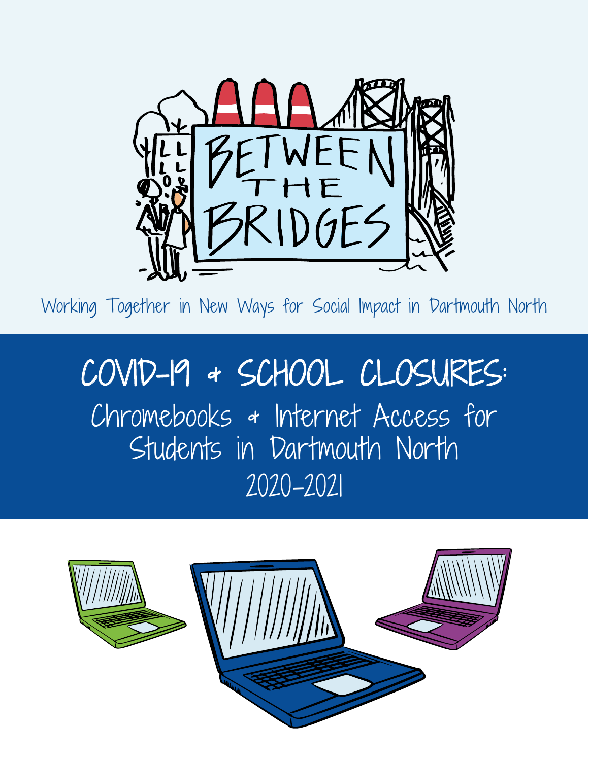# BETWEEN THE BRIDGES

Working Together in New Ways for Social Impact in Dartmouth North

# COVID-19 & SCHOOL CLOSURES:

## Chromebooks & Internet Access for Students in Dartmouth North 2020-2021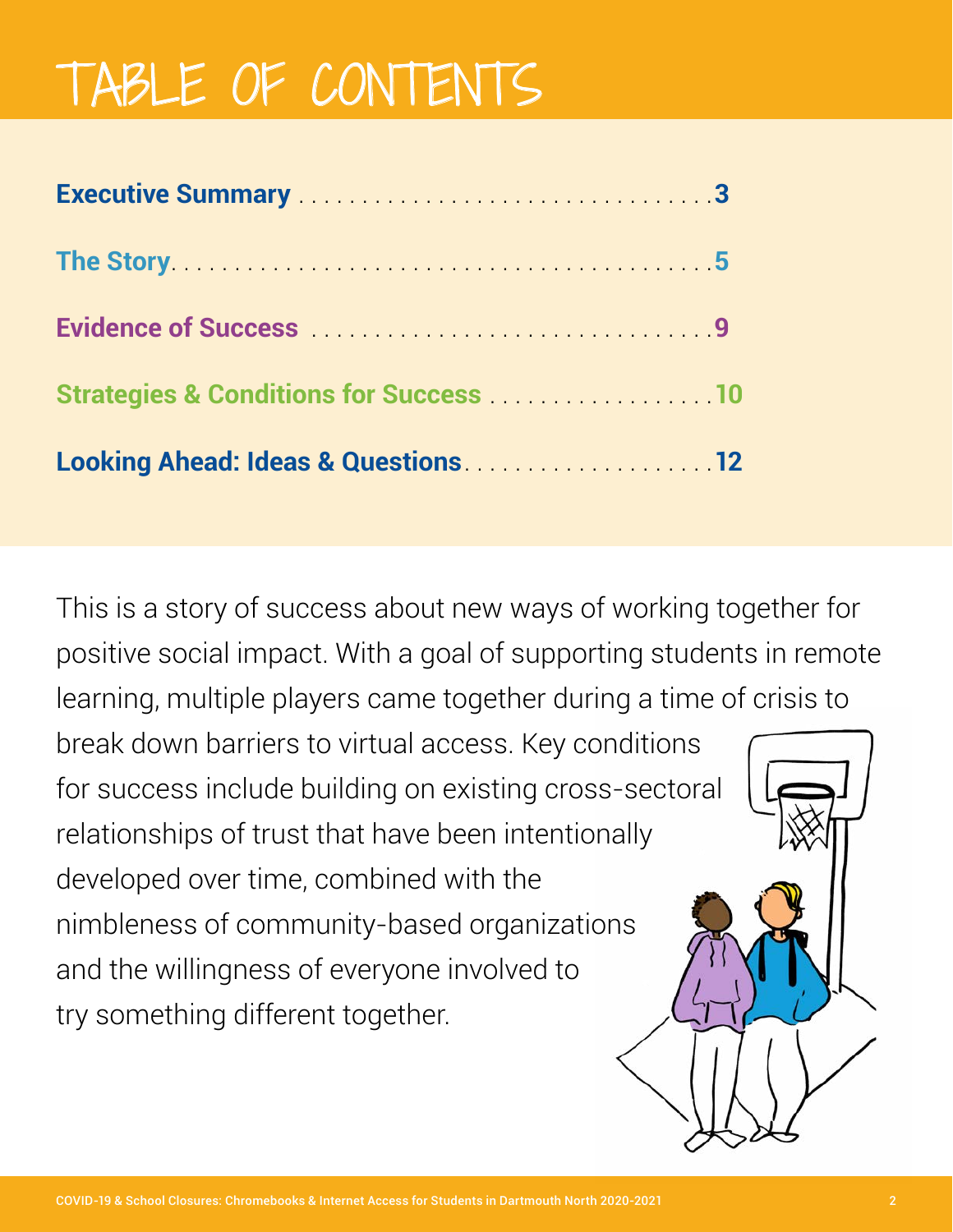# TABLE OF CONTENTS

**Executive Summary** .................................. 3

**The Story** .................................. 5

**Evidence of Success** .................................. 9

**Strategies & Conditions for Success** .................................. 10

**Looking Ahead: Ideas & Questions** .................................. 12

This is a story of success about new ways of working together for positive social impact. With a goal of supporting students in remote learning, multiple players came together during a time of crisis to break down barriers to virtual access. Key conditions for success include building on existing cross-sectoral relationships of trust that have been intentionally developed over time, combined with the nimbleness of community-based organizations and the willingness of everyone involved to try something different together.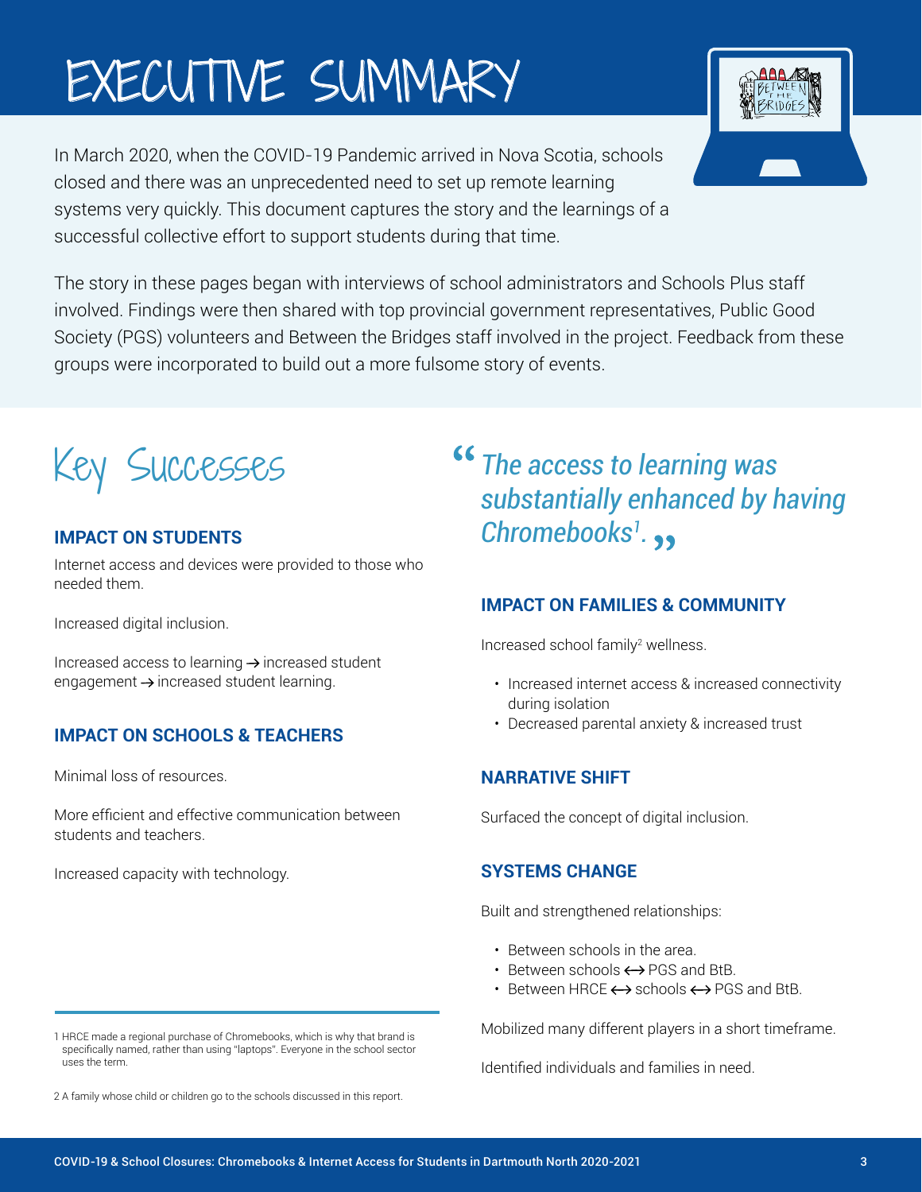# EXECUTIVE SUMMARY

In March 2020, when the COVID-19 Pandemic arrived in Nova Scotia, schools closed and there was an unprecedented need to set up remote learning systems very quickly. This document captures the story and the learnings of a successful collective effort to support students during that time.

The story in these pages began with interviews of school administrators and Schools Plus staff involved. Findings were then shared with top provincial government representatives, Public Good Society (PGS) volunteers and Between the Bridges staff involved in the project. Feedback from these groups were incorporated to build out a more fulsome story of events.

## Key Successes

### IMPACT ON STUDENTS

Internet access and devices were provided to those who needed them.

Increased digital inclusion.

Increased access to learning → increased student engagement → increased student learning.

### IMPACT ON SCHOOLS & TEACHERS

Minimal loss of resources.

More efficient and effective communication between students and teachers.

Increased capacity with technology.

> *"The access to learning was substantially enhanced by having Chromebooks[1]."*

### IMPACT ON FAMILIES & COMMUNITY

Increased school family[2] wellness.

- Increased internet access & increased connectivity during isolation
- Decreased parental anxiety & increased trust

### NARRATIVE SHIFT

Surfaced the concept of digital inclusion.

### SYSTEMS CHANGE

Built and strengthened relationships:

- Between schools in the area.
- Between schools ⟷ PGS and BtB.
- Between HRCE ⟷ schools ⟷ PGS and BtB.

Mobilized many different players in a short timeframe.

Identified individuals and families in need.

---

1 HRCE made a regional purchase of Chromebooks, which is why that brand is specifically named, rather than using "laptops". Everyone in the school sector uses the term.

2 A family whose child or children go to the schools discussed in this report.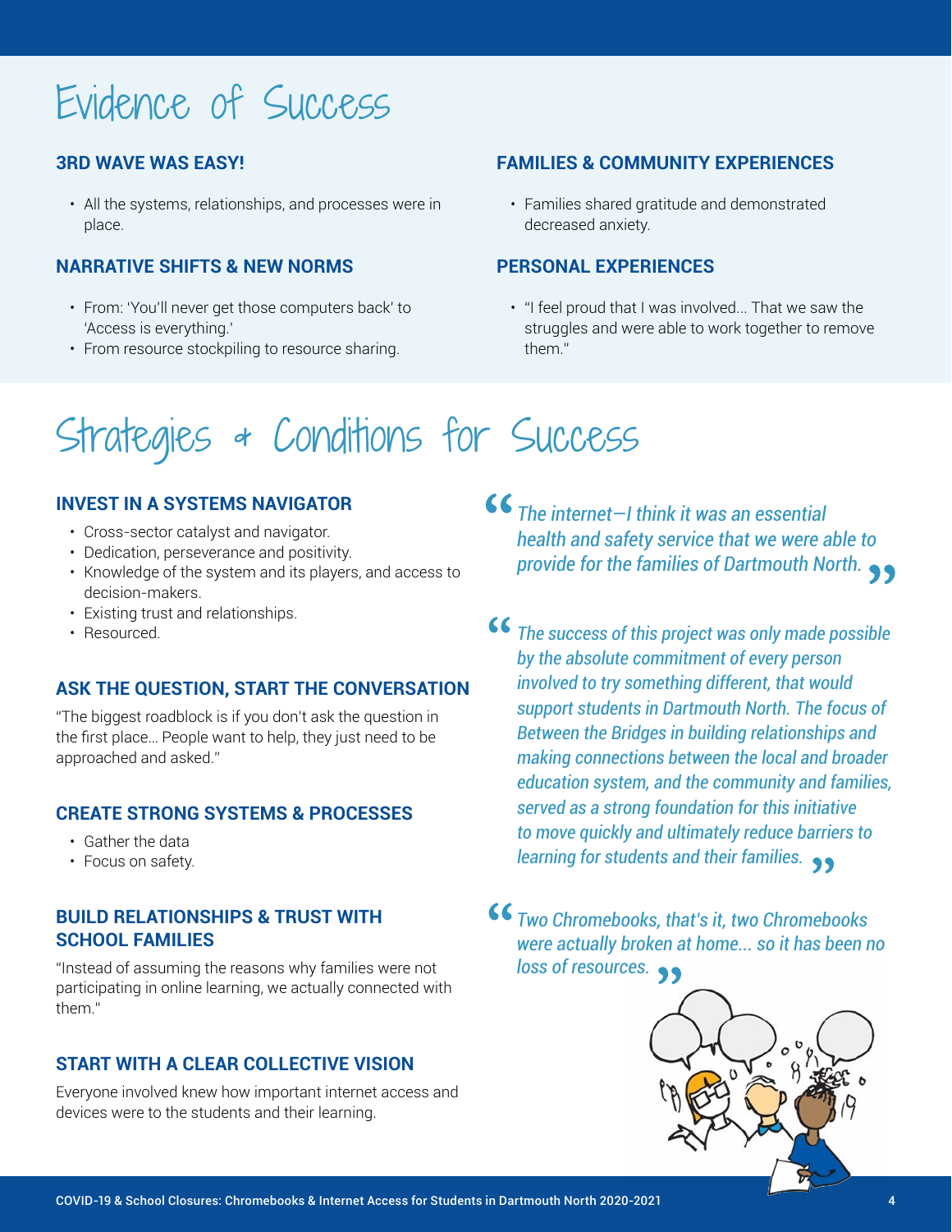# Evidence of Success

### 3RD WAVE WAS EASY!

- All the systems, relationships, and processes were in place.

### NARRATIVE SHIFTS & NEW NORMS

- From: 'You'll never get those computers back' to 'Access is everything.'
- From resource stockpiling to resource sharing.

### FAMILIES & COMMUNITY EXPERIENCES

- Families shared gratitude and demonstrated decreased anxiety.

### PERSONAL EXPERIENCES

- "I feel proud that I was involved... That we saw the struggles and were able to work together to remove them."

# Strategies + Conditions for Success

### INVEST IN A SYSTEMS NAVIGATOR

- Cross-sector catalyst and navigator.
- Dedication, perseverance and positivity.
- Knowledge of the system and its players, and access to decision-makers.
- Existing trust and relationships.
- Resourced.

### ASK THE QUESTION, START THE CONVERSATION

"The biggest roadblock is if you don't ask the question in the first place... People want to help, they just need to be approached and asked."

### CREATE STRONG SYSTEMS & PROCESSES

- Gather the data
- Focus on safety.

### BUILD RELATIONSHIPS & TRUST WITH SCHOOL FAMILIES

"Instead of assuming the reasons why families were not participating in online learning, we actually connected with them."

### START WITH A CLEAR COLLECTIVE VISION

Everyone involved knew how important internet access and devices were to the students and their learning.

> *"The internet—I think it was an essential health and safety service that we were able to provide for the families of Dartmouth North."*

> *"The success of this project was only made possible by the absolute commitment of every person involved to try something different, that would support students in Dartmouth North. The focus of Between the Bridges in building relationships and making connections between the local and broader education system, and the community and families, served as a strong foundation for this initiative to move quickly and ultimately reduce barriers to learning for students and their families."*

> *"Two Chromebooks, that's it, two Chromebooks were actually broken at home... so it has been no loss of resources."*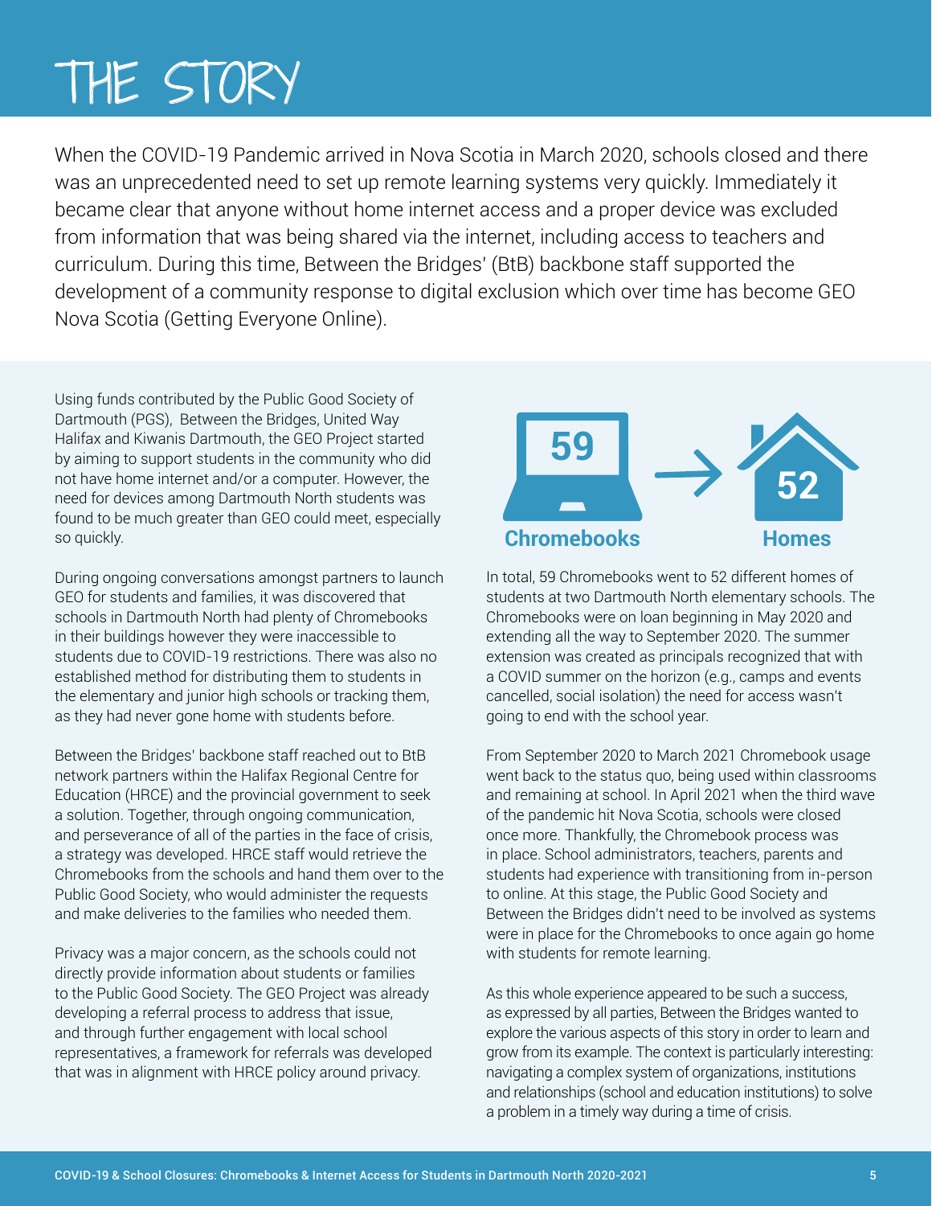# THE STORY

When the COVID-19 Pandemic arrived in Nova Scotia in March 2020, schools closed and there was an unprecedented need to set up remote learning systems very quickly. Immediately it became clear that anyone without home internet access and a proper device was excluded from information that was being shared via the internet, including access to teachers and curriculum. During this time, Between the Bridges' (BtB) backbone staff supported the development of a community response to digital exclusion which over time has become GEO Nova Scotia (Getting Everyone Online).

Using funds contributed by the Public Good Society of Dartmouth (PGS), Between the Bridges, United Way Halifax and Kiwanis Dartmouth, the GEO Project started by aiming to support students in the community who did not have home internet and/or a computer. However, the need for devices among Dartmouth North students was found to be much greater than GEO could meet, especially so quickly.

During ongoing conversations amongst partners to launch GEO for students and families, it was discovered that schools in Dartmouth North had plenty of Chromebooks in their buildings however they were inaccessible to students due to COVID-19 restrictions. There was also no established method for distributing them to students in the elementary and junior high schools or tracking them, as they had never gone home with students before.

Between the Bridges' backbone staff reached out to BtB network partners within the Halifax Regional Centre for Education (HRCE) and the provincial government to seek a solution. Together, through ongoing communication, and perseverance of all of the parties in the face of crisis, a strategy was developed. HRCE staff would retrieve the Chromebooks from the schools and hand them over to the Public Good Society, who would administer the requests and make deliveries to the families who needed them.

Privacy was a major concern, as the schools could not directly provide information about students or families to the Public Good Society. The GEO Project was already developing a referral process to address that issue, and through further engagement with local school representatives, a framework for referrals was developed that was in alignment with HRCE policy around privacy.

**59 Chromebooks → 52 Homes**

In total, 59 Chromebooks went to 52 different homes of students at two Dartmouth North elementary schools. The Chromebooks were on loan beginning in May 2020 and extending all the way to September 2020. The summer extension was created as principals recognized that with a COVID summer on the horizon (e.g., camps and events cancelled, social isolation) the need for access wasn't going to end with the school year.

From September 2020 to March 2021 Chromebook usage went back to the status quo, being used within classrooms and remaining at school. In April 2021 when the third wave of the pandemic hit Nova Scotia, schools were closed once more. Thankfully, the Chromebook process was in place. School administrators, teachers, parents and students had experience with transitioning from in-person to online. At this stage, the Public Good Society and Between the Bridges didn't need to be involved as systems were in place for the Chromebooks to once again go home with students for remote learning.

As this whole experience appeared to be such a success, as expressed by all parties, Between the Bridges wanted to explore the various aspects of this story in order to learn and grow from its example. The context is particularly interesting: navigating a complex system of organizations, institutions and relationships (school and education institutions) to solve a problem in a timely way during a time of crisis.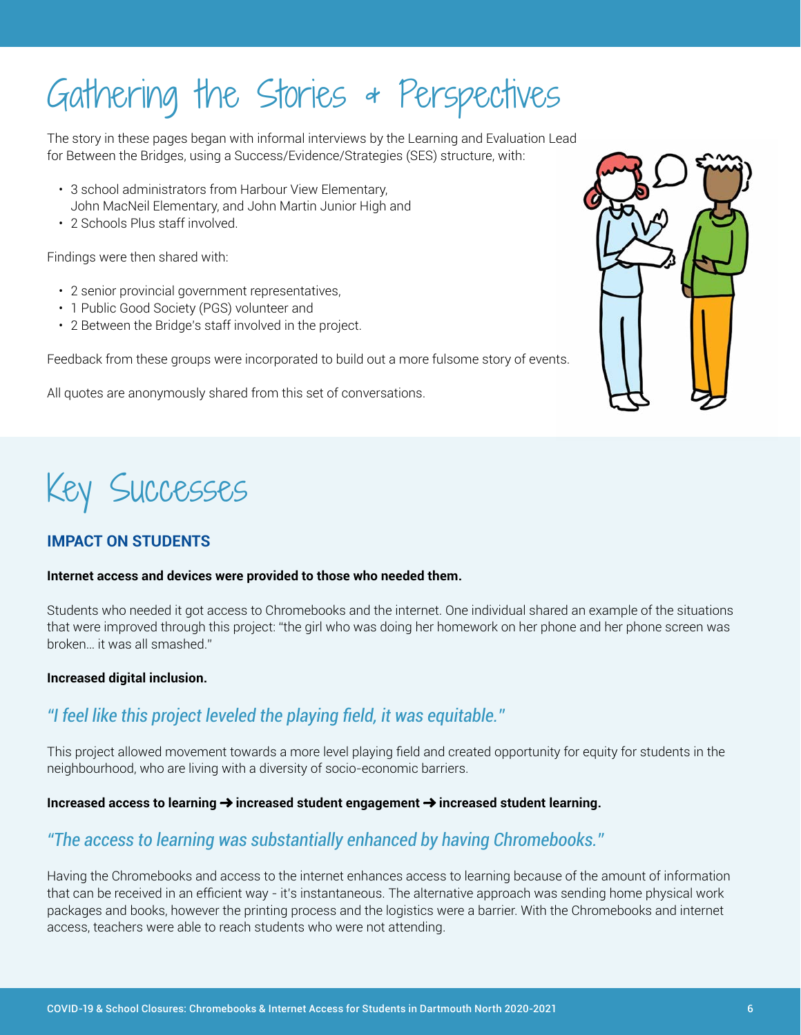# Gathering the Stories & Perspectives

The story in these pages began with informal interviews by the Learning and Evaluation Lead for Between the Bridges, using a Success/Evidence/Strategies (SES) structure, with:

- 3 school administrators from Harbour View Elementary, John MacNeil Elementary, and John Martin Junior High and
- 2 Schools Plus staff involved.

Findings were then shared with:

- 2 senior provincial government representatives,
- 1 Public Good Society (PGS) volunteer and
- 2 Between the Bridge's staff involved in the project.

Feedback from these groups were incorporated to build out a more fulsome story of events.

All quotes are anonymously shared from this set of conversations.

# Key Successes

## IMPACT ON STUDENTS

**Internet access and devices were provided to those who needed them.**

Students who needed it got access to Chromebooks and the internet. One individual shared an example of the situations that were improved through this project: "the girl who was doing her homework on her phone and her phone screen was broken... it was all smashed."

**Increased digital inclusion.**

*"I feel like this project leveled the playing field, it was equitable."*

This project allowed movement towards a more level playing field and created opportunity for equity for students in the neighbourhood, who are living with a diversity of socio-economic barriers.

**Increased access to learning ➜ increased student engagement ➜ increased student learning.**

*"The access to learning was substantially enhanced by having Chromebooks."*

Having the Chromebooks and access to the internet enhances access to learning because of the amount of information that can be received in an efficient way - it's instantaneous. The alternative approach was sending home physical work packages and books, however the printing process and the logistics were a barrier. With the Chromebooks and internet access, teachers were able to reach students who were not attending.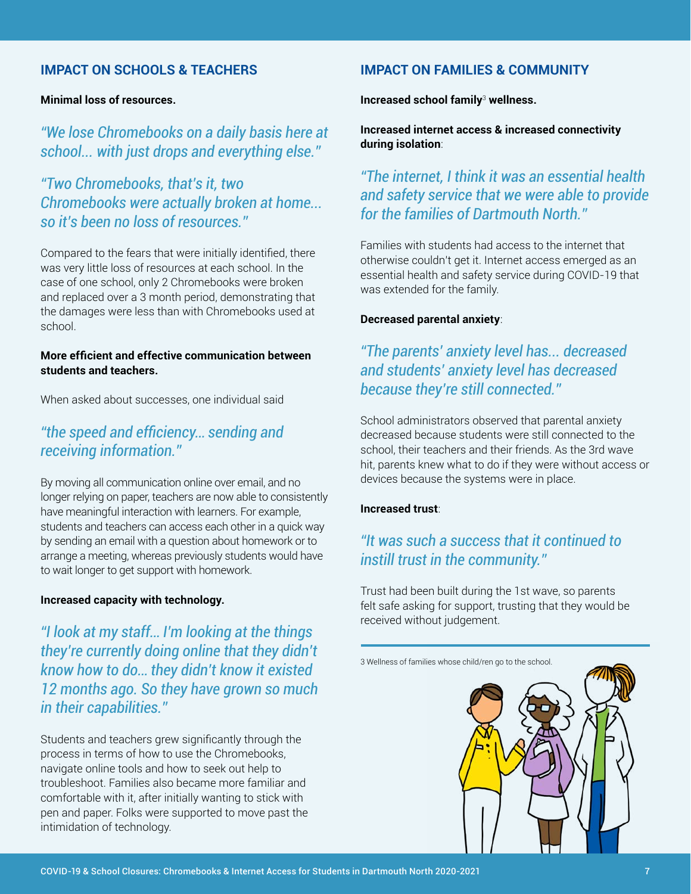## IMPACT ON SCHOOLS & TEACHERS

**Minimal loss of resources.**

*"We lose Chromebooks on a daily basis here at school... with just drops and everything else."*

*"Two Chromebooks, that's it, two Chromebooks were actually broken at home... so it's been no loss of resources."*

Compared to the fears that were initially identified, there was very little loss of resources at each school. In the case of one school, only 2 Chromebooks were broken and replaced over a 3 month period, demonstrating that the damages were less than with Chromebooks used at school.

**More efficient and effective communication between students and teachers.**

When asked about successes, one individual said

*"the speed and efficiency... sending and receiving information."*

By moving all communication online over email, and no longer relying on paper, teachers are now able to consistently have meaningful interaction with learners. For example, students and teachers can access each other in a quick way by sending an email with a question about homework or to arrange a meeting, whereas previously students would have to wait longer to get support with homework.

**Increased capacity with technology.**

*"I look at my staff... I'm looking at the things they're currently doing online that they didn't know how to do... they didn't know it existed 12 months ago. So they have grown so much in their capabilities."*

Students and teachers grew significantly through the process in terms of how to use the Chromebooks, navigate online tools and how to seek out help to troubleshoot. Families also became more familiar and comfortable with it, after initially wanting to stick with pen and paper. Folks were supported to move past the intimidation of technology.

## IMPACT ON FAMILIES & COMMUNITY

**Increased school family[3] wellness.**

**Increased internet access & increased connectivity during isolation**:

*"The internet, I think it was an essential health and safety service that we were able to provide for the families of Dartmouth North."*

Families with students had access to the internet that otherwise couldn't get it. Internet access emerged as an essential health and safety service during COVID-19 that was extended for the family.

**Decreased parental anxiety**:

*"The parents' anxiety level has... decreased and students' anxiety level has decreased because they're still connected."*

School administrators observed that parental anxiety decreased because students were still connected to the school, their teachers and their friends. As the 3rd wave hit, parents knew what to do if they were without access or devices because the systems were in place.

**Increased trust**:

*"It was such a success that it continued to instill trust in the community."*

Trust had been built during the 1st wave, so parents felt safe asking for support, trusting that they would be received without judgement.

3 Wellness of families whose child/ren go to the school.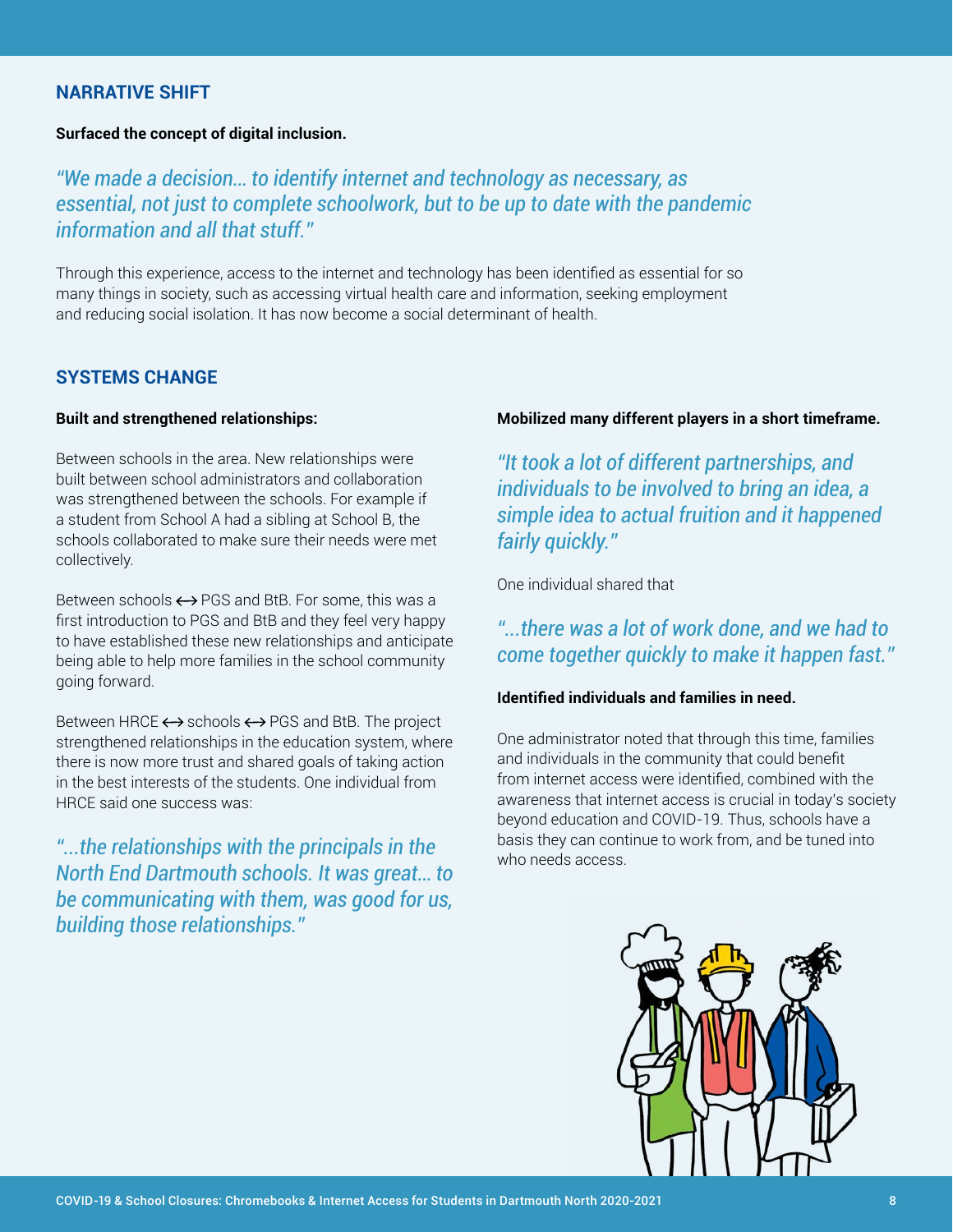## NARRATIVE SHIFT

**Surfaced the concept of digital inclusion.**

*"We made a decision... to identify internet and technology as necessary, as essential, not just to complete schoolwork, but to be up to date with the pandemic information and all that stuff."*

Through this experience, access to the internet and technology has been identified as essential for so many things in society, such as accessing virtual health care and information, seeking employment and reducing social isolation. It has now become a social determinant of health.

## SYSTEMS CHANGE

**Built and strengthened relationships:**

Between schools in the area. New relationships were built between school administrators and collaboration was strengthened between the schools. For example if a student from School A had a sibling at School B, the schools collaborated to make sure their needs were met collectively.

Between schools ⟷ PGS and BtB. For some, this was a first introduction to PGS and BtB and they feel very happy to have established these new relationships and anticipate being able to help more families in the school community going forward.

Between HRCE ⟷ schools ⟷ PGS and BtB. The project strengthened relationships in the education system, where there is now more trust and shared goals of taking action in the best interests of the students. One individual from HRCE said one success was:

*"...the relationships with the principals in the North End Dartmouth schools. It was great... to be communicating with them, was good for us, building those relationships."*

**Mobilized many different players in a short timeframe.**

*"It took a lot of different partnerships, and individuals to be involved to bring an idea, a simple idea to actual fruition and it happened fairly quickly."*

One individual shared that

*"...there was a lot of work done, and we had to come together quickly to make it happen fast."*

**Identified individuals and families in need.**

One administrator noted that through this time, families and individuals in the community that could benefit from internet access were identified, combined with the awareness that internet access is crucial in today's society beyond education and COVID-19. Thus, schools have a basis they can continue to work from, and be tuned into who needs access.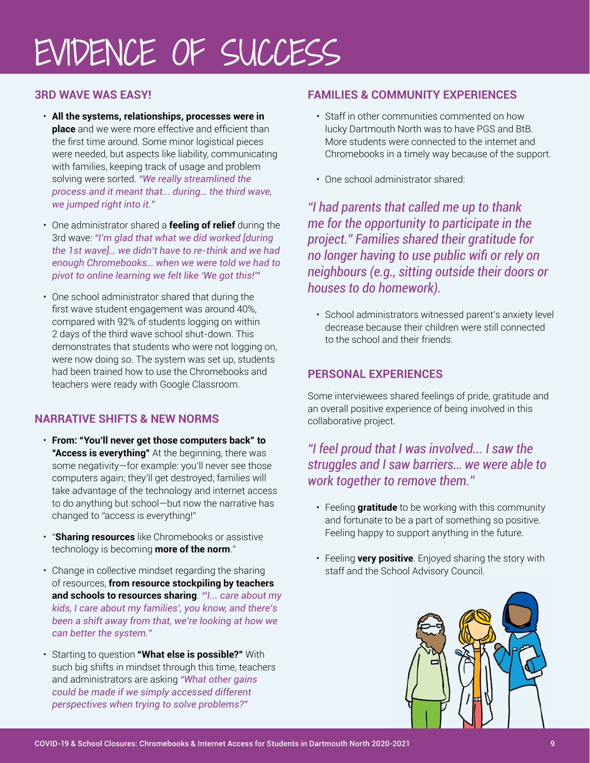# EVIDENCE OF SUCCESS

### 3RD WAVE WAS EASY!

- **All the systems, relationships, processes were in place** and we were more effective and efficient than the first time around. Some minor logistical pieces were needed, but aspects like liability, communicating with families, keeping track of usage and problem solving were sorted. *"We really streamlined the process and it meant that... during... the third wave, we jumped right into it."*
- One administrator shared a **feeling of relief** during the 3rd wave: *"I'm glad that what we did worked [during the 1st wave]... we didn't have to re-think and we had enough Chromebooks... when we were told we had to pivot to online learning we felt like 'We got this!'"*
- One school administrator shared that during the first wave student engagement was around 40%, compared with 92% of students logging on within 2 days of the third wave school shut-down. This demonstrates that students who were not logging on, were now doing so. The system was set up, students had been trained how to use the Chromebooks and teachers were ready with Google Classroom.

### NARRATIVE SHIFTS & NEW NORMS

- **From: "You'll never get those computers back" to "Access is everything"** At the beginning, there was some negativity—for example: you'll never see those computers again; they'll get destroyed; families will take advantage of the technology and internet access to do anything but school—but now the narrative has changed to "access is everything!"
- "**Sharing resources** like Chromebooks or assistive technology is becoming **more of the norm**."
- Change in collective mindset regarding the sharing of resources, **from resource stockpiling by teachers and schools to resources sharing**. *"'I... care about my kids, I care about my families', you know, and there's been a shift away from that, we're looking at how we can better the system."*
- Starting to question **"What else is possible?"** With such big shifts in mindset through this time, teachers and administrators are asking *"What other gains could be made if we simply accessed different perspectives when trying to solve problems?"*

### FAMILIES & COMMUNITY EXPERIENCES

- Staff in other communities commented on how lucky Dartmouth North was to have PGS and BtB. More students were connected to the internet and Chromebooks in a timely way because of the support.
- One school administrator shared:

*"I had parents that called me up to thank me for the opportunity to participate in the project." Families shared their gratitude for no longer having to use public wifi or rely on neighbours (e.g., sitting outside their doors or houses to do homework).*

- School administrators witnessed parent's anxiety level decrease because their children were still connected to the school and their friends.

### PERSONAL EXPERIENCES

Some interviewees shared feelings of pride, gratitude and an overall positive experience of being involved in this collaborative project.

*"I feel proud that I was involved... I saw the struggles and I saw barriers... we were able to work together to remove them."*

- Feeling **gratitude** to be working with this community and fortunate to be a part of something so positive. Feeling happy to support anything in the future.
- Feeling **very positive**. Enjoyed sharing the story with staff and the School Advisory Council.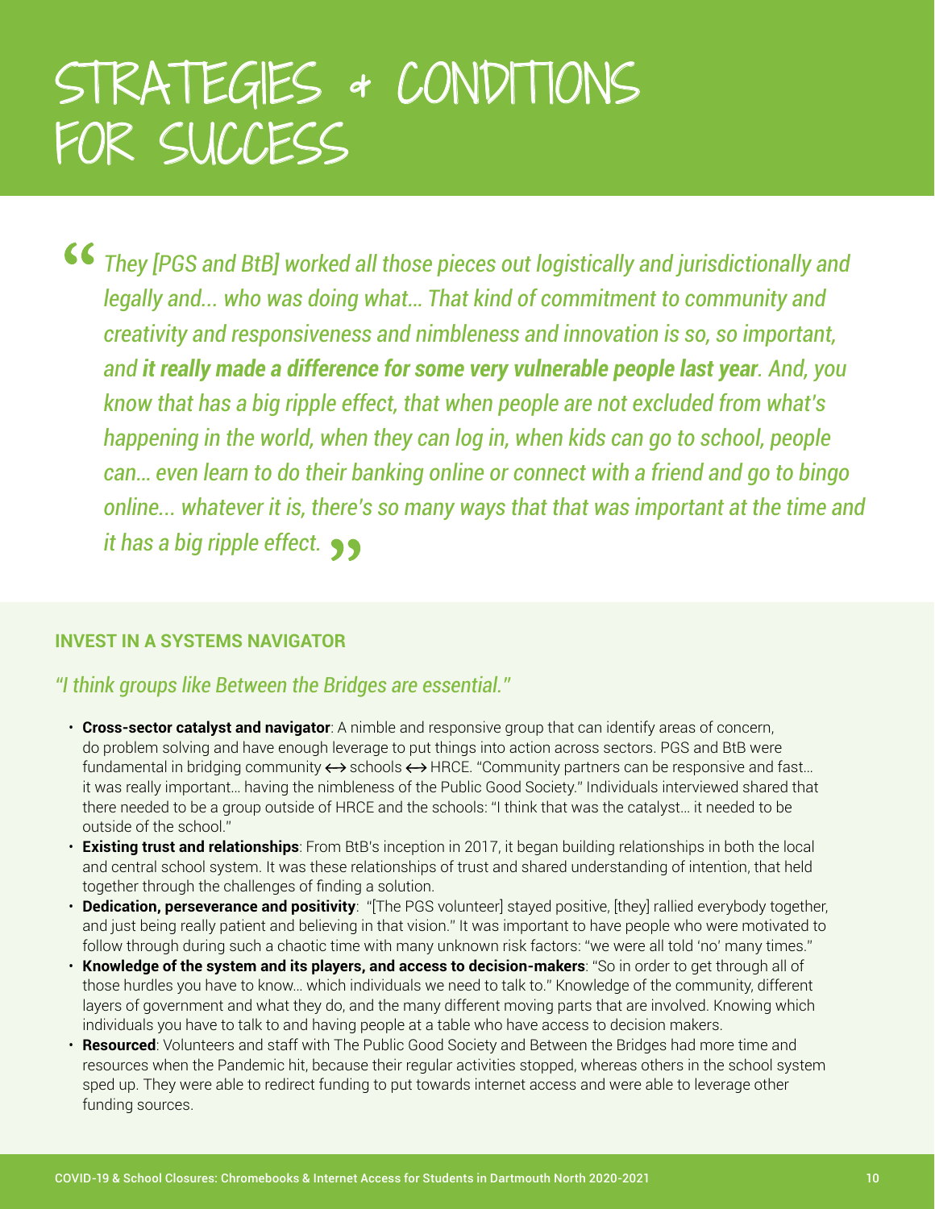# STRATEGIES + CONDITIONS FOR SUCCESS

> *"They [PGS and BtB] worked all those pieces out logistically and jurisdictionally and legally and... who was doing what... That kind of commitment to community and creativity and responsiveness and nimbleness and innovation is so, so important, and **it really made a difference for some very vulnerable people last year**. And, you know that has a big ripple effect, that when people are not excluded from what's happening in the world, when they can log in, when kids can go to school, people can... even learn to do their banking online or connect with a friend and go to bingo online... whatever it is, there's so many ways that that was important at the time and it has a big ripple effect."*

### INVEST IN A SYSTEMS NAVIGATOR

*"I think groups like Between the Bridges are essential."*

- **Cross-sector catalyst and navigator**: A nimble and responsive group that can identify areas of concern, do problem solving and have enough leverage to put things into action across sectors. PGS and BtB were fundamental in bridging community ↔ schools ↔ HRCE. "Community partners can be responsive and fast… it was really important… having the nimbleness of the Public Good Society." Individuals interviewed shared that there needed to be a group outside of HRCE and the schools: "I think that was the catalyst… it needed to be outside of the school."
- **Existing trust and relationships**: From BtB's inception in 2017, it began building relationships in both the local and central school system. It was these relationships of trust and shared understanding of intention, that held together through the challenges of finding a solution.
- **Dedication, perseverance and positivity**: "[The PGS volunteer] stayed positive, [they] rallied everybody together, and just being really patient and believing in that vision." It was important to have people who were motivated to follow through during such a chaotic time with many unknown risk factors: "we were all told 'no' many times."
- **Knowledge of the system and its players, and access to decision-makers**: "So in order to get through all of those hurdles you have to know… which individuals we need to talk to." Knowledge of the community, different layers of government and what they do, and the many different moving parts that are involved. Knowing which individuals you have to talk to and having people at a table who have access to decision makers.
- **Resourced**: Volunteers and staff with The Public Good Society and Between the Bridges had more time and resources when the Pandemic hit, because their regular activities stopped, whereas others in the school system sped up. They were able to redirect funding to put towards internet access and were able to leverage other funding sources.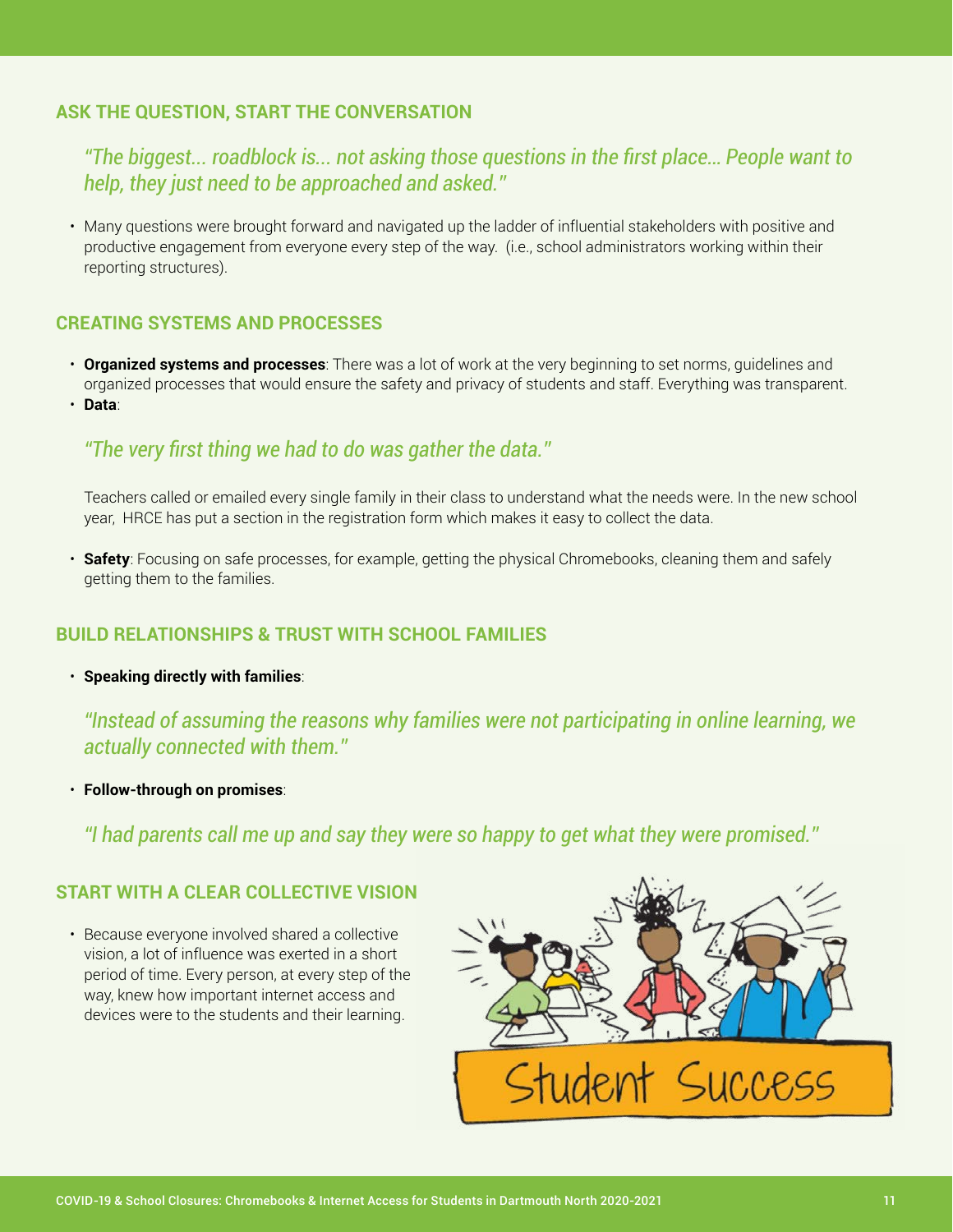## ASK THE QUESTION, START THE CONVERSATION

*"The biggest... roadblock is... not asking those questions in the first place... People want to help, they just need to be approached and asked."*

- Many questions were brought forward and navigated up the ladder of influential stakeholders with positive and productive engagement from everyone every step of the way. (i.e., school administrators working within their reporting structures).

## CREATING SYSTEMS AND PROCESSES

- **Organized systems and processes**: There was a lot of work at the very beginning to set norms, guidelines and organized processes that would ensure the safety and privacy of students and staff. Everything was transparent.
- **Data**:

  *"The very first thing we had to do was gather the data."*

  Teachers called or emailed every single family in their class to understand what the needs were. In the new school year, HRCE has put a section in the registration form which makes it easy to collect the data.

- **Safety**: Focusing on safe processes, for example, getting the physical Chromebooks, cleaning them and safely getting them to the families.

## BUILD RELATIONSHIPS & TRUST WITH SCHOOL FAMILIES

- **Speaking directly with families**:

  *"Instead of assuming the reasons why families were not participating in online learning, we actually connected with them."*

- **Follow-through on promises**:

  *"I had parents call me up and say they were so happy to get what they were promised."*

## START WITH A CLEAR COLLECTIVE VISION

- Because everyone involved shared a collective vision, a lot of influence was exerted in a short period of time. Every person, at every step of the way, knew how important internet access and devices were to the students and their learning.

Student Success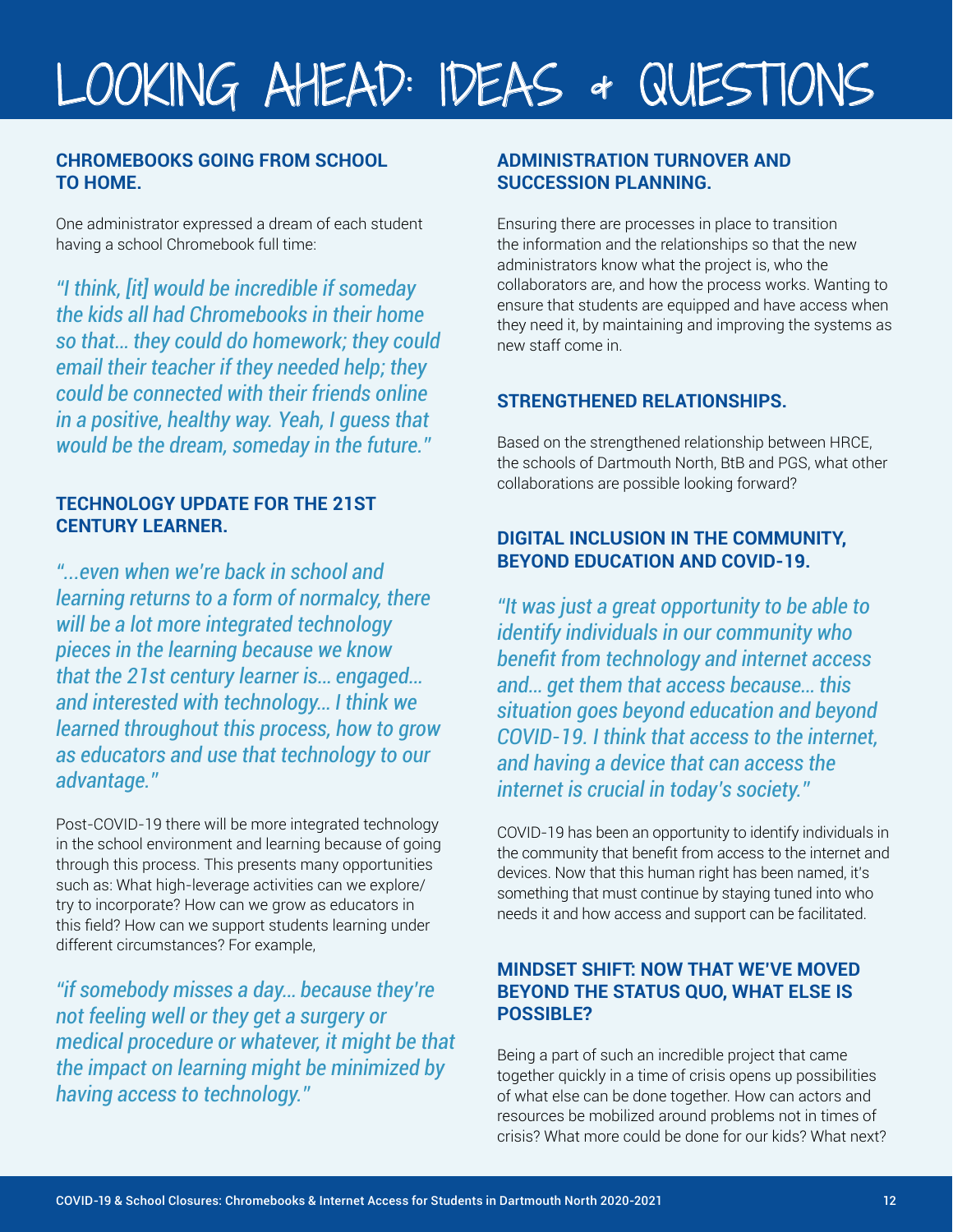# LOOKING AHEAD: IDEAS + QUESTIONS

### CHROMEBOOKS GOING FROM SCHOOL TO HOME.

One administrator expressed a dream of each student having a school Chromebook full time:

*"I think, [it] would be incredible if someday the kids all had Chromebooks in their home so that... they could do homework; they could email their teacher if they needed help; they could be connected with their friends online in a positive, healthy way. Yeah, I guess that would be the dream, someday in the future."*

### TECHNOLOGY UPDATE FOR THE 21ST CENTURY LEARNER.

*"...even when we're back in school and learning returns to a form of normalcy, there will be a lot more integrated technology pieces in the learning because we know that the 21st century learner is... engaged... and interested with technology... I think we learned throughout this process, how to grow as educators and use that technology to our advantage."*

Post-COVID-19 there will be more integrated technology in the school environment and learning because of going through this process. This presents many opportunities such as: What high-leverage activities can we explore/ try to incorporate? How can we grow as educators in this field? How can we support students learning under different circumstances? For example,

*"if somebody misses a day... because they're not feeling well or they get a surgery or medical procedure or whatever, it might be that the impact on learning might be minimized by having access to technology."*

### ADMINISTRATION TURNOVER AND SUCCESSION PLANNING.

Ensuring there are processes in place to transition the information and the relationships so that the new administrators know what the project is, who the collaborators are, and how the process works. Wanting to ensure that students are equipped and have access when they need it, by maintaining and improving the systems as new staff come in.

### STRENGTHENED RELATIONSHIPS.

Based on the strengthened relationship between HRCE, the schools of Dartmouth North, BtB and PGS, what other collaborations are possible looking forward?

### DIGITAL INCLUSION IN THE COMMUNITY, BEYOND EDUCATION AND COVID-19.

*"It was just a great opportunity to be able to identify individuals in our community who benefit from technology and internet access and... get them that access because... this situation goes beyond education and beyond COVID-19. I think that access to the internet, and having a device that can access the internet is crucial in today's society."*

COVID-19 has been an opportunity to identify individuals in the community that benefit from access to the internet and devices. Now that this human right has been named, it's something that must continue by staying tuned into who needs it and how access and support can be facilitated.

### MINDSET SHIFT: NOW THAT WE'VE MOVED BEYOND THE STATUS QUO, WHAT ELSE IS POSSIBLE?

Being a part of such an incredible project that came together quickly in a time of crisis opens up possibilities of what else can be done together. How can actors and resources be mobilized around problems not in times of crisis? What more could be done for our kids? What next?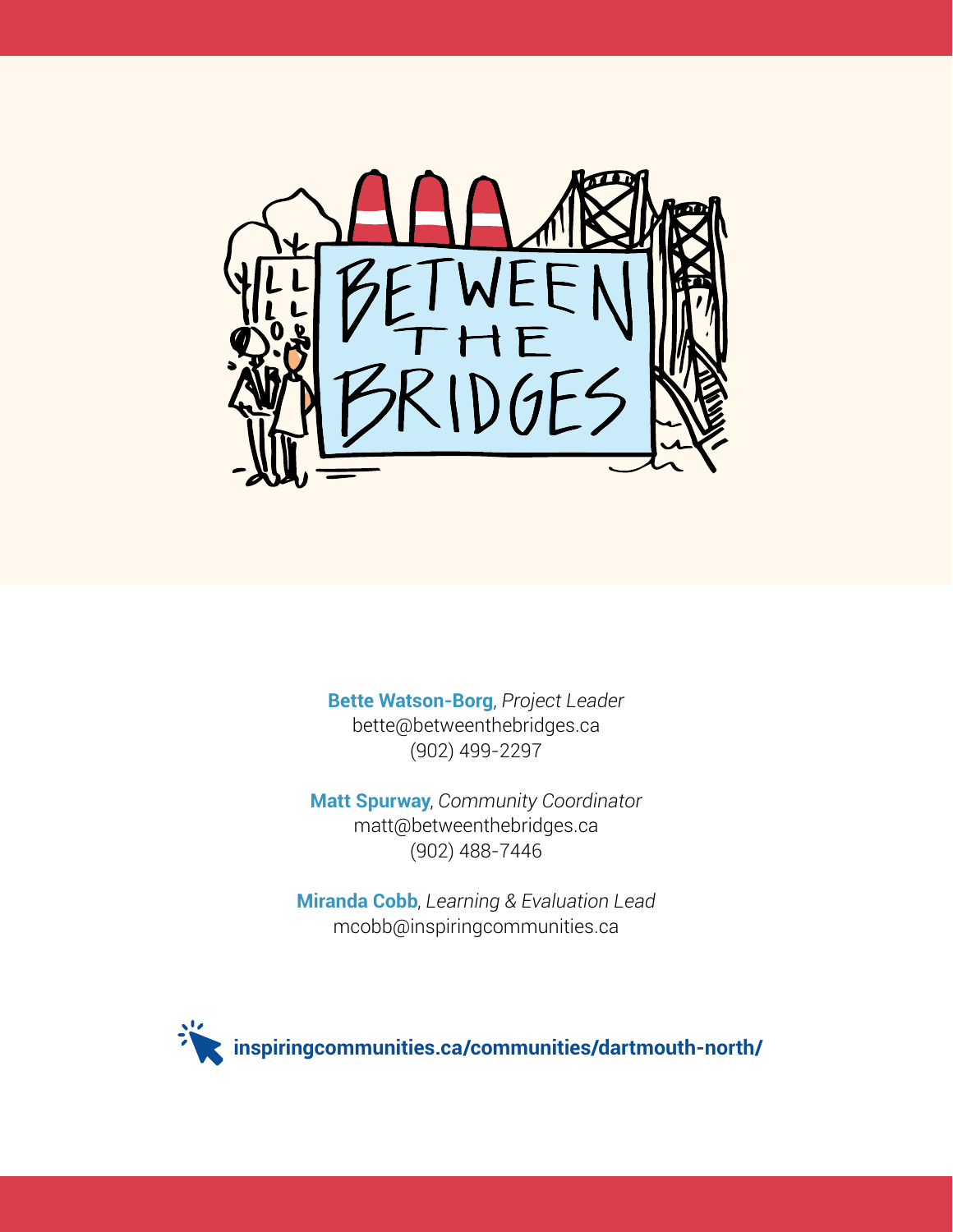BETWEEN THE BRIDGES

**Bette Watson-Borg**, *Project Leader*
bette@betweenthebridges.ca
(902) 499-2297

**Matt Spurway**, *Community Coordinator*
matt@betweenthebridges.ca
(902) 488-7446

**Miranda Cobb**, *Learning & Evaluation Lead*
mcobb@inspiringcommunities.ca

**inspiringcommunities.ca/communities/dartmouth-north/**